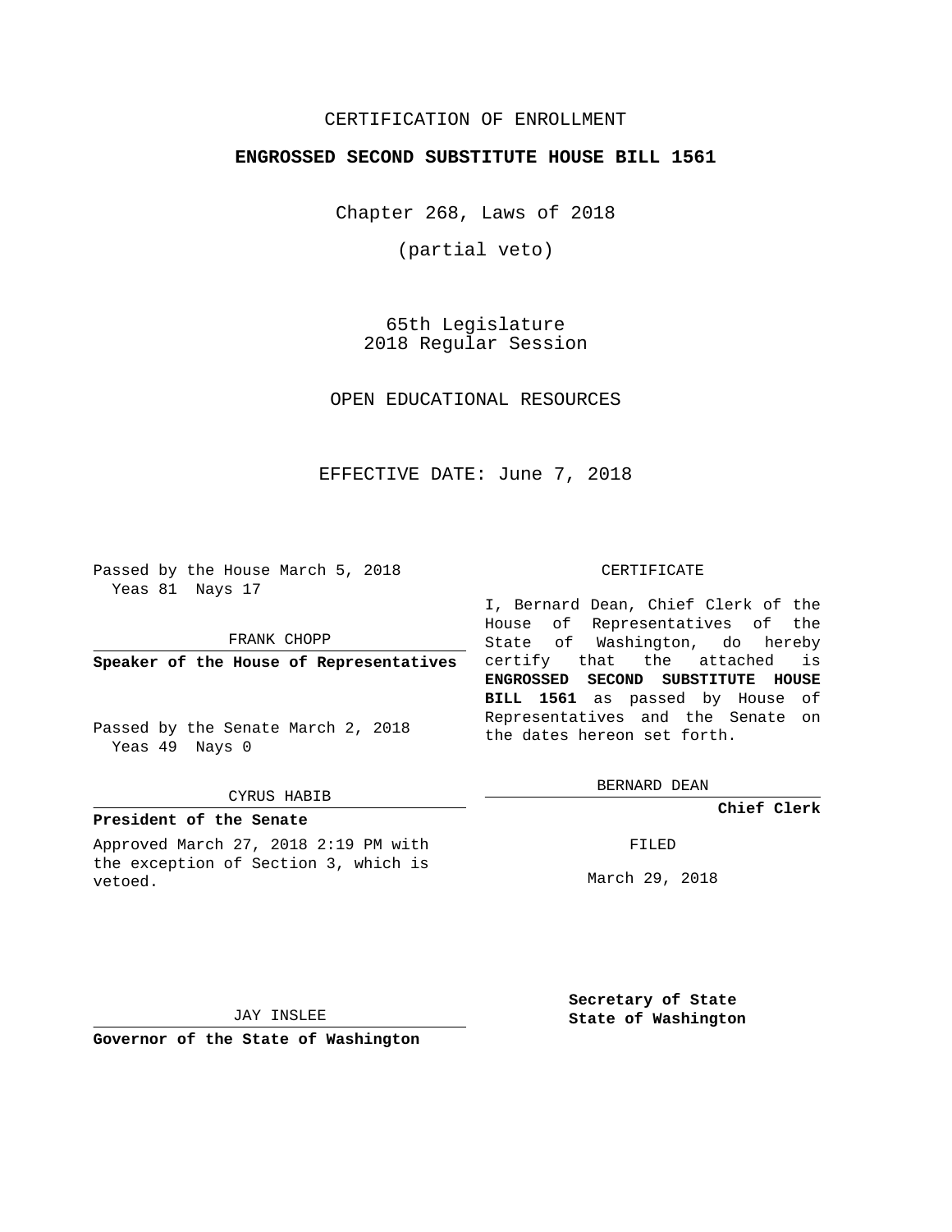# CERTIFICATION OF ENROLLMENT

## ENGROSSED SECOND SUBSTITUTE HOUSE BILL 1561

Chapter 268, Laws of 2018

(partial veto)

65th Legislature
2018 Regular Session

OPEN EDUCATIONAL RESOURCES

EFFECTIVE DATE: June 7, 2018

Passed by the House March 5, 2018
Yeas 81 Nays 17

FRANK CHOPP

**Speaker of the House of Representatives**

Passed by the Senate March 2, 2018
Yeas 49 Nays 0

CYRUS HABIB

**President of the Senate**

Approved March 27, 2018 2:19 PM with the exception of Section 3, which is vetoed.

JAY INSLEE

**Governor of the State of Washington**

CERTIFICATE

I, Bernard Dean, Chief Clerk of the House of Representatives of the State of Washington, do hereby certify that the attached is **ENGROSSED SECOND SUBSTITUTE HOUSE BILL 1561** as passed by House of Representatives and the Senate on the dates hereon set forth.

BERNARD DEAN

**Chief Clerk**

FILED

March 29, 2018

**Secretary of State**
**State of Washington**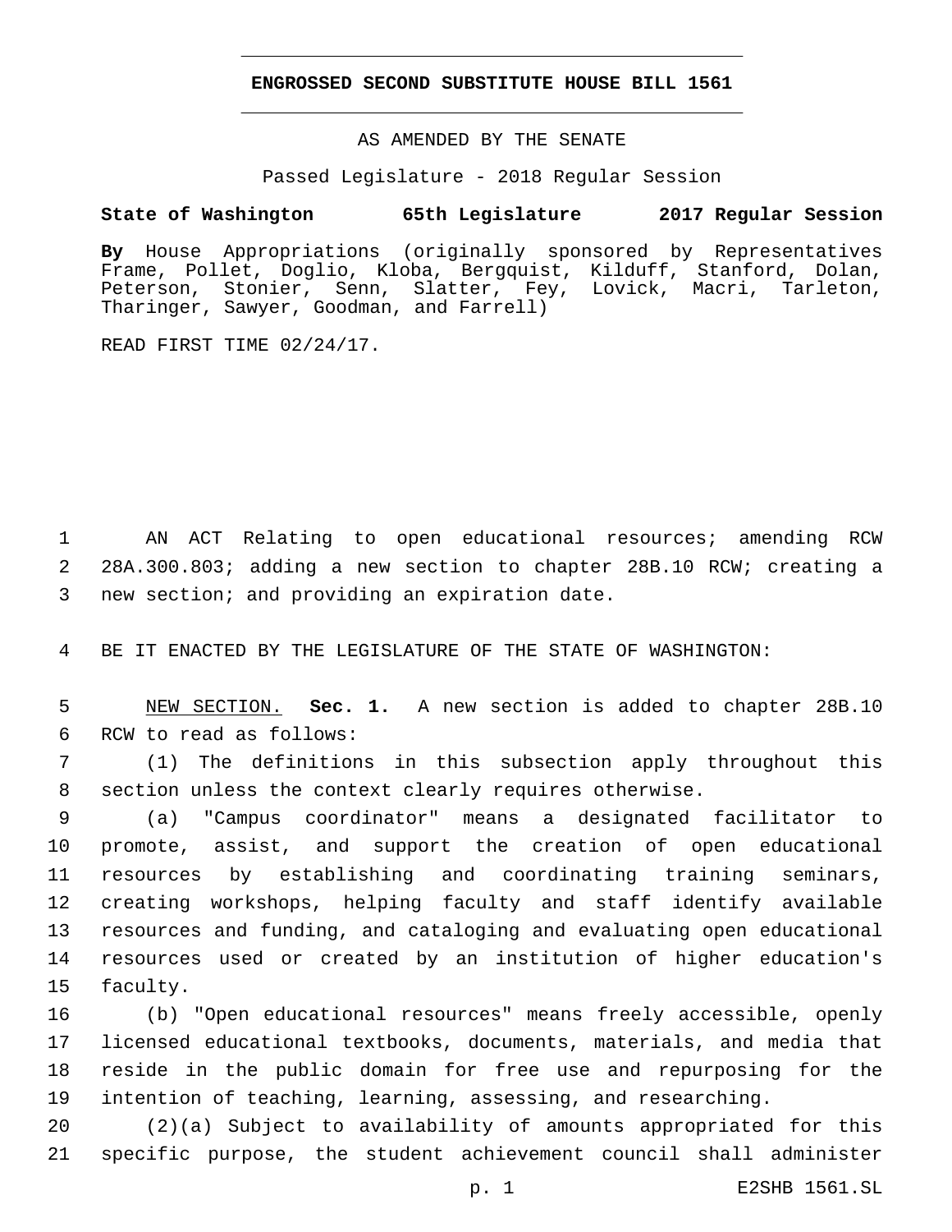# ENGROSSED SECOND SUBSTITUTE HOUSE BILL 1561

AS AMENDED BY THE SENATE

Passed Legislature - 2018 Regular Session

**State of Washington 65th Legislature 2017 Regular Session**

**By** House Appropriations (originally sponsored by Representatives Frame, Pollet, Doglio, Kloba, Bergquist, Kilduff, Stanford, Dolan, Peterson, Stonier, Senn, Slatter, Fey, Lovick, Macri, Tarleton, Tharinger, Sawyer, Goodman, and Farrell)

READ FIRST TIME 02/24/17.

AN ACT Relating to open educational resources; amending RCW 28A.300.803; adding a new section to chapter 28B.10 RCW; creating a new section; and providing an expiration date.

BE IT ENACTED BY THE LEGISLATURE OF THE STATE OF WASHINGTON:

NEW SECTION. **Sec. 1.** A new section is added to chapter 28B.10 RCW to read as follows:

(1) The definitions in this subsection apply throughout this section unless the context clearly requires otherwise.

(a) "Campus coordinator" means a designated facilitator to promote, assist, and support the creation of open educational resources by establishing and coordinating training seminars, creating workshops, helping faculty and staff identify available resources and funding, and cataloging and evaluating open educational resources used or created by an institution of higher education's faculty.

(b) "Open educational resources" means freely accessible, openly licensed educational textbooks, documents, materials, and media that reside in the public domain for free use and repurposing for the intention of teaching, learning, assessing, and researching.

(2)(a) Subject to availability of amounts appropriated for this specific purpose, the student achievement council shall administer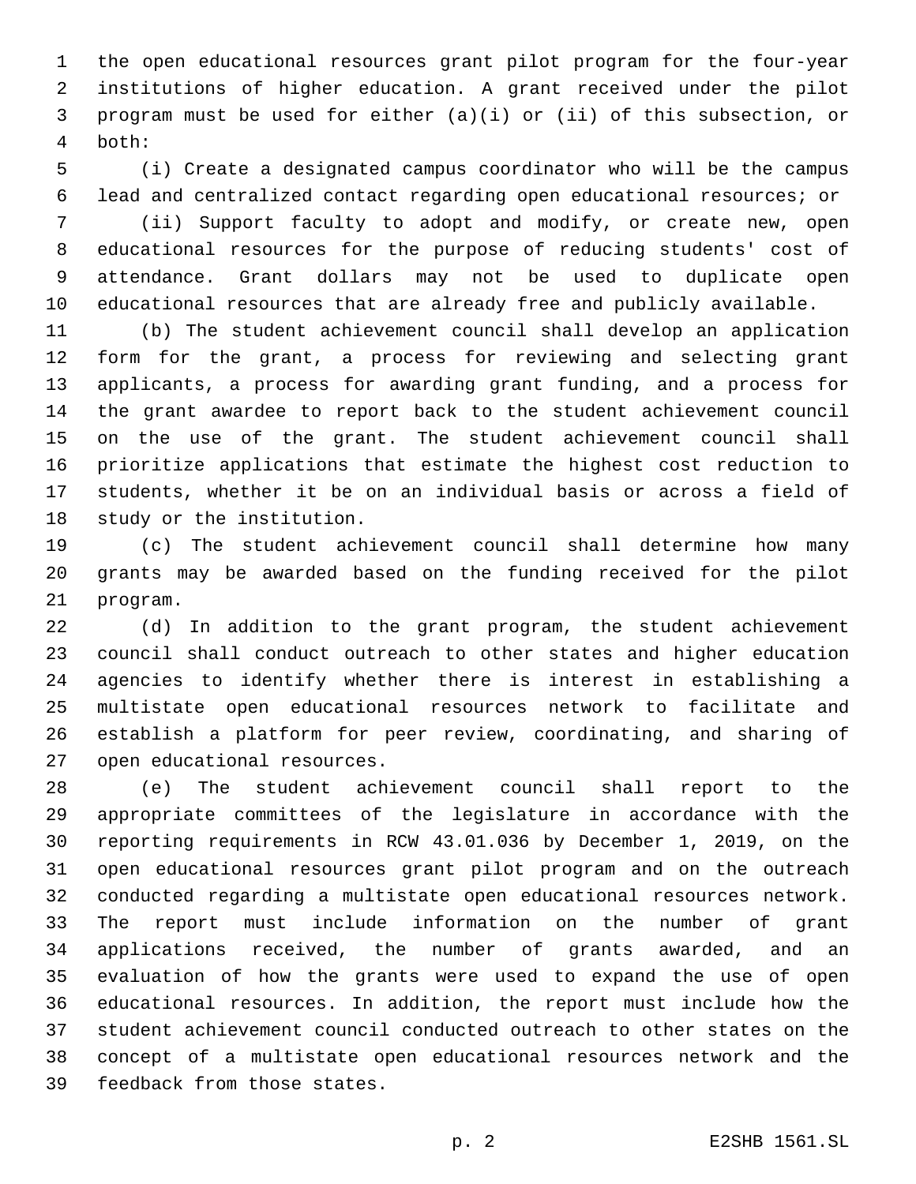the open educational resources grant pilot program for the four-year institutions of higher education. A grant received under the pilot program must be used for either (a)(i) or (ii) of this subsection, or both:

(i) Create a designated campus coordinator who will be the campus lead and centralized contact regarding open educational resources; or

(ii) Support faculty to adopt and modify, or create new, open educational resources for the purpose of reducing students' cost of attendance. Grant dollars may not be used to duplicate open educational resources that are already free and publicly available.

(b) The student achievement council shall develop an application form for the grant, a process for reviewing and selecting grant applicants, a process for awarding grant funding, and a process for the grant awardee to report back to the student achievement council on the use of the grant. The student achievement council shall prioritize applications that estimate the highest cost reduction to students, whether it be on an individual basis or across a field of study or the institution.

(c) The student achievement council shall determine how many grants may be awarded based on the funding received for the pilot program.

(d) In addition to the grant program, the student achievement council shall conduct outreach to other states and higher education agencies to identify whether there is interest in establishing a multistate open educational resources network to facilitate and establish a platform for peer review, coordinating, and sharing of open educational resources.

(e) The student achievement council shall report to the appropriate committees of the legislature in accordance with the reporting requirements in RCW 43.01.036 by December 1, 2019, on the open educational resources grant pilot program and on the outreach conducted regarding a multistate open educational resources network. The report must include information on the number of grant applications received, the number of grants awarded, and an evaluation of how the grants were used to expand the use of open educational resources. In addition, the report must include how the student achievement council conducted outreach to other states on the concept of a multistate open educational resources network and the feedback from those states.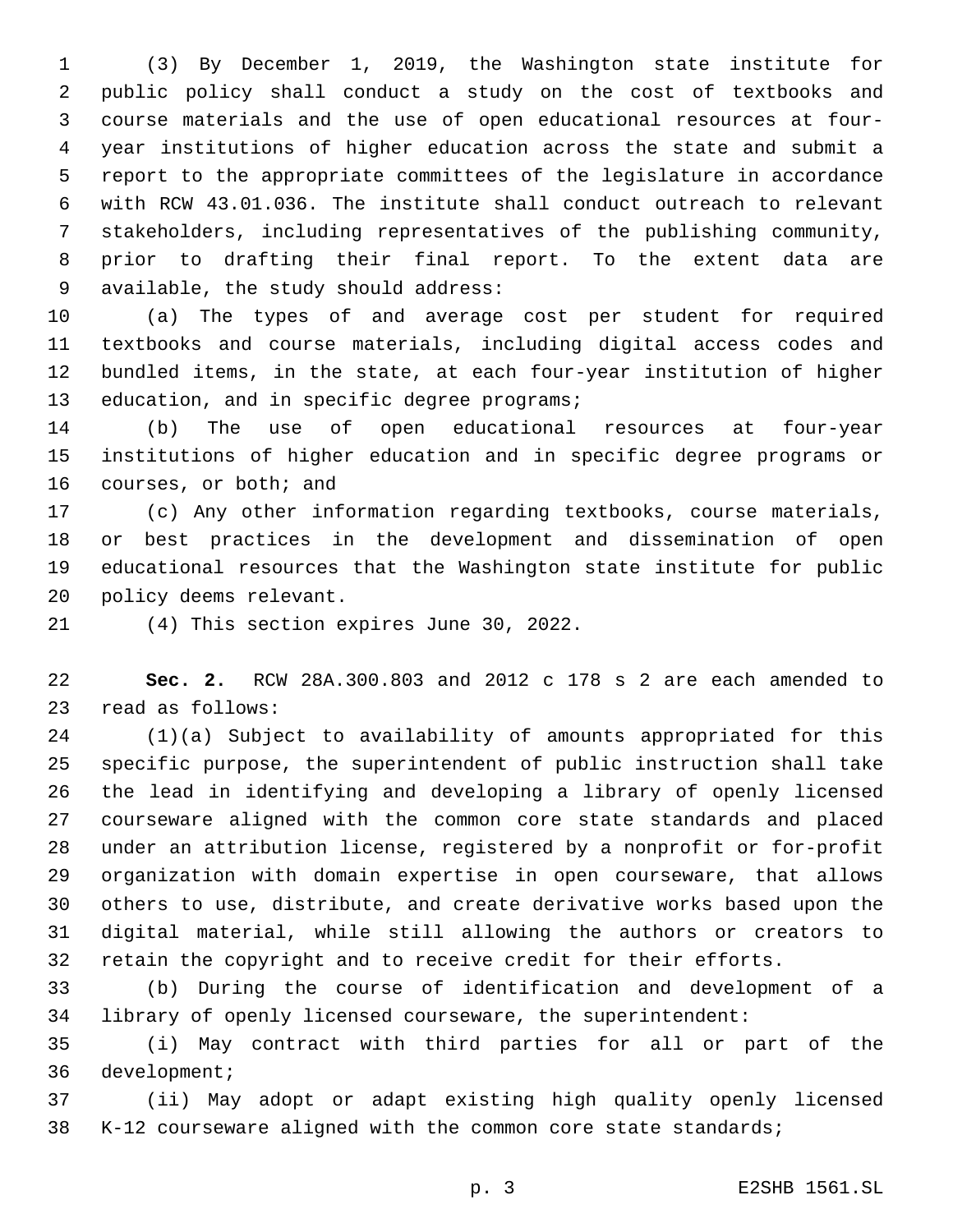(3) By December 1, 2019, the Washington state institute for public policy shall conduct a study on the cost of textbooks and course materials and the use of open educational resources at four-year institutions of higher education across the state and submit a report to the appropriate committees of the legislature in accordance with RCW 43.01.036. The institute shall conduct outreach to relevant stakeholders, including representatives of the publishing community, prior to drafting their final report. To the extent data are available, the study should address:

(a) The types of and average cost per student for required textbooks and course materials, including digital access codes and bundled items, in the state, at each four-year institution of higher education, and in specific degree programs;

(b) The use of open educational resources at four-year institutions of higher education and in specific degree programs or courses, or both; and

(c) Any other information regarding textbooks, course materials, or best practices in the development and dissemination of open educational resources that the Washington state institute for public policy deems relevant.

(4) This section expires June 30, 2022.

**Sec. 2.** RCW 28A.300.803 and 2012 c 178 s 2 are each amended to read as follows:

(1)(a) Subject to availability of amounts appropriated for this specific purpose, the superintendent of public instruction shall take the lead in identifying and developing a library of openly licensed courseware aligned with the common core state standards and placed under an attribution license, registered by a nonprofit or for-profit organization with domain expertise in open courseware, that allows others to use, distribute, and create derivative works based upon the digital material, while still allowing the authors or creators to retain the copyright and to receive credit for their efforts.

(b) During the course of identification and development of a library of openly licensed courseware, the superintendent:

(i) May contract with third parties for all or part of the development;

(ii) May adopt or adapt existing high quality openly licensed K-12 courseware aligned with the common core state standards;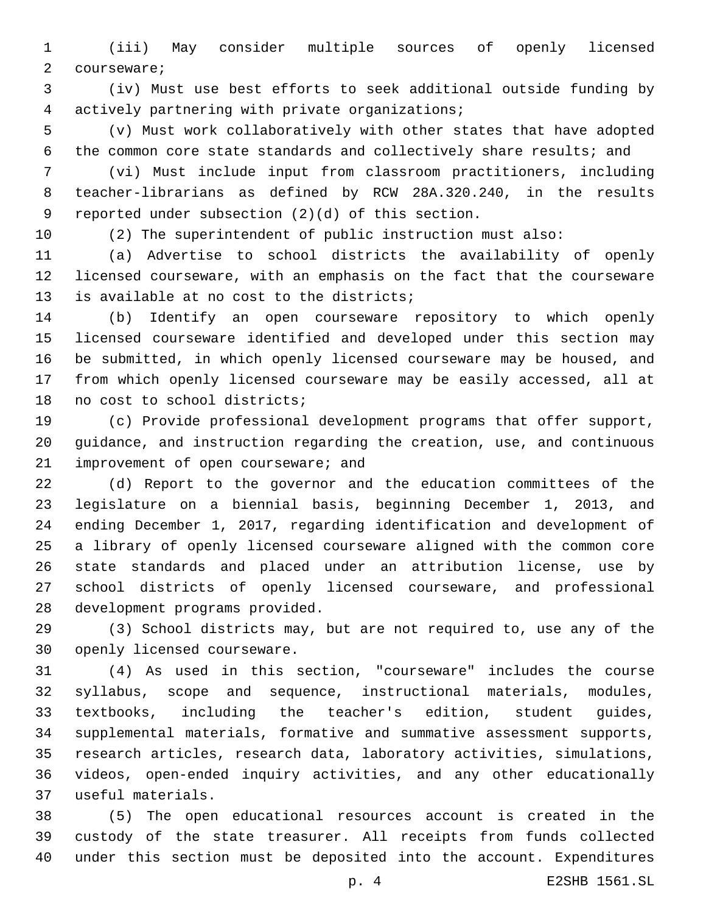(iii) May consider multiple sources of openly licensed courseware;

(iv) Must use best efforts to seek additional outside funding by actively partnering with private organizations;

(v) Must work collaboratively with other states that have adopted the common core state standards and collectively share results; and

(vi) Must include input from classroom practitioners, including teacher-librarians as defined by RCW 28A.320.240, in the results reported under subsection (2)(d) of this section.

(2) The superintendent of public instruction must also:

(a) Advertise to school districts the availability of openly licensed courseware, with an emphasis on the fact that the courseware is available at no cost to the districts;

(b) Identify an open courseware repository to which openly licensed courseware identified and developed under this section may be submitted, in which openly licensed courseware may be housed, and from which openly licensed courseware may be easily accessed, all at no cost to school districts;

(c) Provide professional development programs that offer support, guidance, and instruction regarding the creation, use, and continuous improvement of open courseware; and

(d) Report to the governor and the education committees of the legislature on a biennial basis, beginning December 1, 2013, and ending December 1, 2017, regarding identification and development of a library of openly licensed courseware aligned with the common core state standards and placed under an attribution license, use by school districts of openly licensed courseware, and professional development programs provided.

(3) School districts may, but are not required to, use any of the openly licensed courseware.

(4) As used in this section, "courseware" includes the course syllabus, scope and sequence, instructional materials, modules, textbooks, including the teacher's edition, student guides, supplemental materials, formative and summative assessment supports, research articles, research data, laboratory activities, simulations, videos, open-ended inquiry activities, and any other educationally useful materials.

(5) The open educational resources account is created in the custody of the state treasurer. All receipts from funds collected under this section must be deposited into the account. Expenditures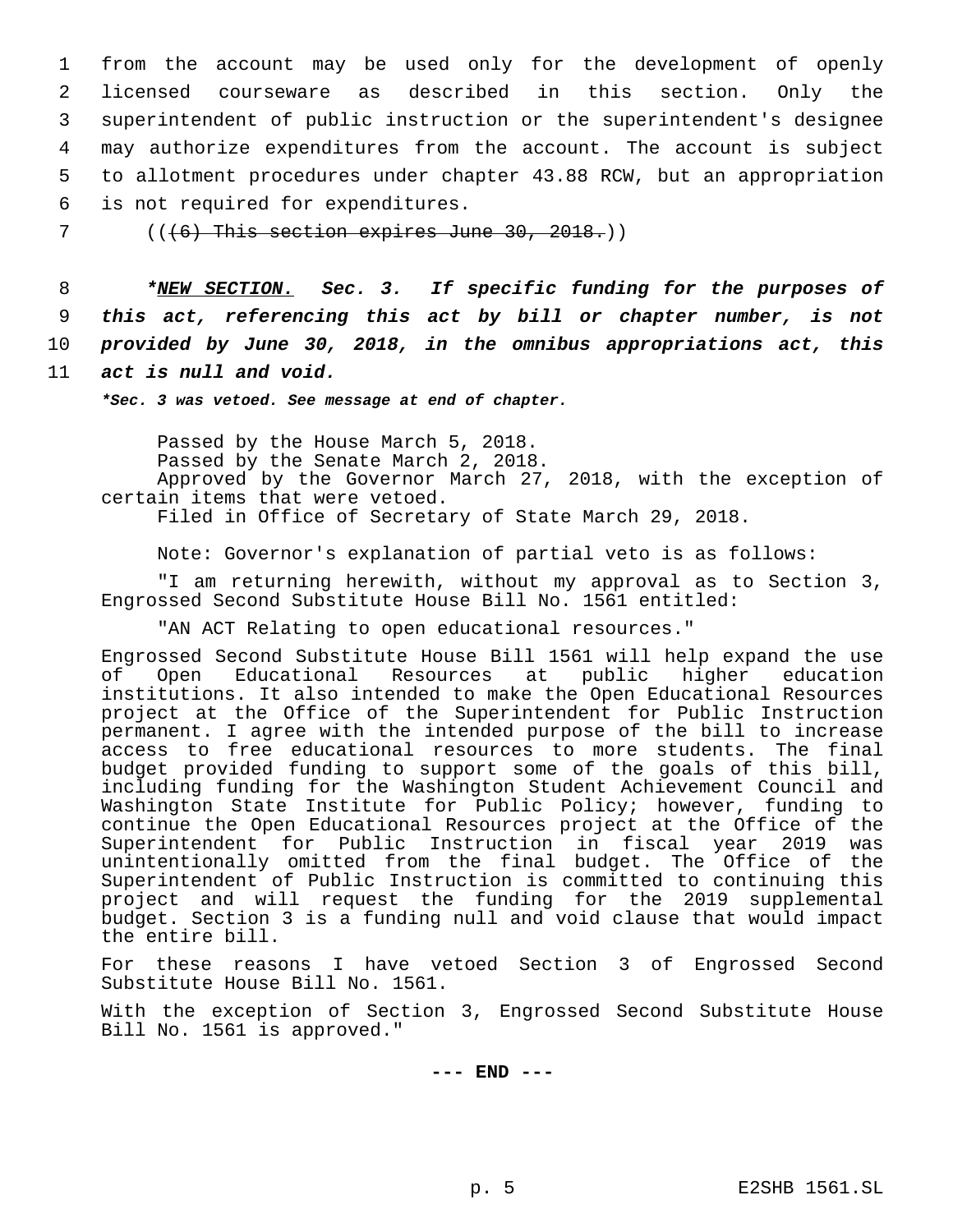from the account may be used only for the development of openly licensed courseware as described in this section. Only the superintendent of public instruction or the superintendent's designee may authorize expenditures from the account. The account is subject to allotment procedures under chapter 43.88 RCW, but an appropriation is not required for expenditures.

((~~(6) This section expires June 30, 2018.~~))

***NEW SECTION. Sec. 3. If specific funding for the purposes of this act, referencing this act by bill or chapter number, is not provided by June 30, 2018, in the omnibus appropriations act, this act is null and void.***

***\*Sec. 3 was vetoed. See message at end of chapter.***

Passed by the House March 5, 2018.
Passed by the Senate March 2, 2018.
Approved by the Governor March 27, 2018, with the exception of certain items that were vetoed.
Filed in Office of Secretary of State March 29, 2018.

Note: Governor's explanation of partial veto is as follows:

"I am returning herewith, without my approval as to Section 3, Engrossed Second Substitute House Bill No. 1561 entitled:

"AN ACT Relating to open educational resources."

Engrossed Second Substitute House Bill 1561 will help expand the use of Open Educational Resources at public higher education institutions. It also intended to make the Open Educational Resources project at the Office of the Superintendent for Public Instruction permanent. I agree with the intended purpose of the bill to increase access to free educational resources to more students. The final budget provided funding to support some of the goals of this bill, including funding for the Washington Student Achievement Council and Washington State Institute for Public Policy; however, funding to continue the Open Educational Resources project at the Office of the Superintendent for Public Instruction in fiscal year 2019 was unintentionally omitted from the final budget. The Office of the Superintendent of Public Instruction is committed to continuing this project and will request the funding for the 2019 supplemental budget. Section 3 is a funding null and void clause that would impact the entire bill.

For these reasons I have vetoed Section 3 of Engrossed Second Substitute House Bill No. 1561.

With the exception of Section 3, Engrossed Second Substitute House Bill No. 1561 is approved."

**--- END ---**